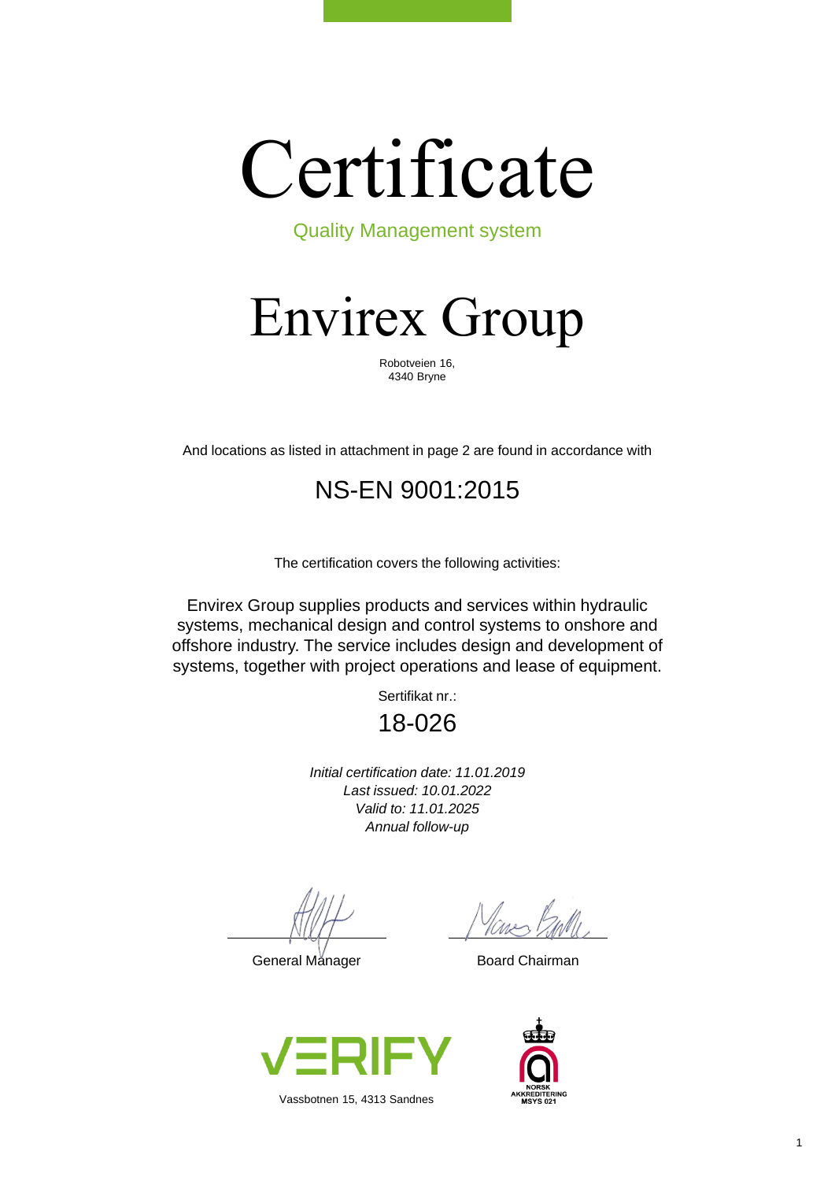# Certificate

Quality Management system

# Envirex Group

Robotveien 16,
4340 Bryne

And locations as listed in attachment in page 2 are found in accordance with

## NS-EN 9001:2015

The certification covers the following activities:

Envirex Group supplies products and services within hydraulic systems, mechanical design and control systems to onshore and offshore industry. The service includes design and development of systems, together with project operations and lease of equipment.

Sertifikat nr.:

## 18-026

*Initial certification date: 11.01.2019*
*Last issued: 10.01.2022*
*Valid to: 11.01.2025*
*Annual follow-up*

General Manager

Board Chairman

VERIFY

Vassbotnen 15, 4313 Sandnes

NORSK AKKREDITERING MSYS 021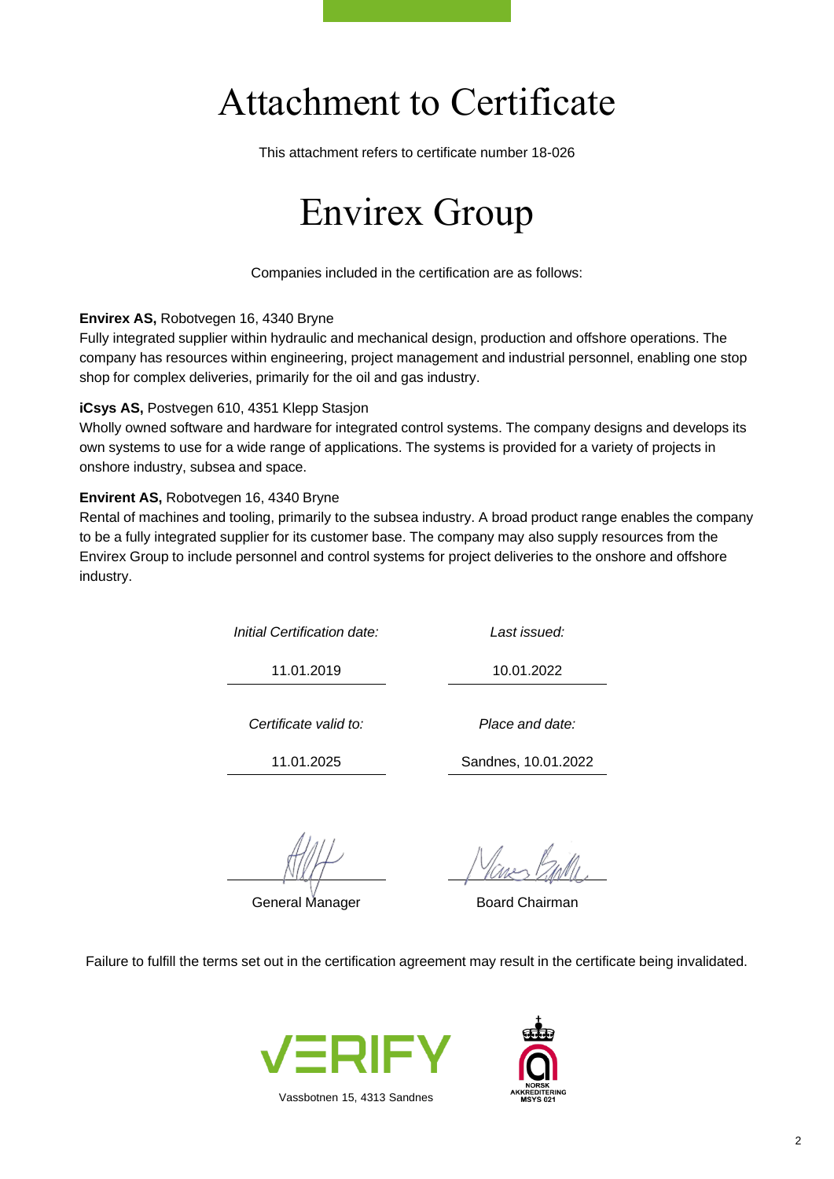# Attachment to Certificate

This attachment refers to certificate number 18-026

# Envirex Group

Companies included in the certification are as follows:

**Envirex AS,** Robotvegen 16, 4340 Bryne
Fully integrated supplier within hydraulic and mechanical design, production and offshore operations. The company has resources within engineering, project management and industrial personnel, enabling one stop shop for complex deliveries, primarily for the oil and gas industry.

**iCsys AS,** Postvegen 610, 4351 Klepp Stasjon
Wholly owned software and hardware for integrated control systems. The company designs and develops its own systems to use for a wide range of applications. The systems is provided for a variety of projects in onshore industry, subsea and space.

**Envirent AS,** Robotvegen 16, 4340 Bryne
Rental of machines and tooling, primarily to the subsea industry. A broad product range enables the company to be a fully integrated supplier for its customer base. The company may also supply resources from the Envirex Group to include personnel and control systems for project deliveries to the onshore and offshore industry.

| *Initial Certification date:* | *Last issued:* |
| --- | --- |
| 11.01.2019 | 10.01.2022 |
| *Certificate valid to:* | *Place and date:* |
| 11.01.2025 | Sandnes, 10.01.2022 |

General Manager

Board Chairman

Failure to fulfill the terms set out in the certification agreement may result in the certificate being invalidated.

VERIFY

Vassbotnen 15, 4313 Sandnes

NORSK AKKREDITERING MSYS 021